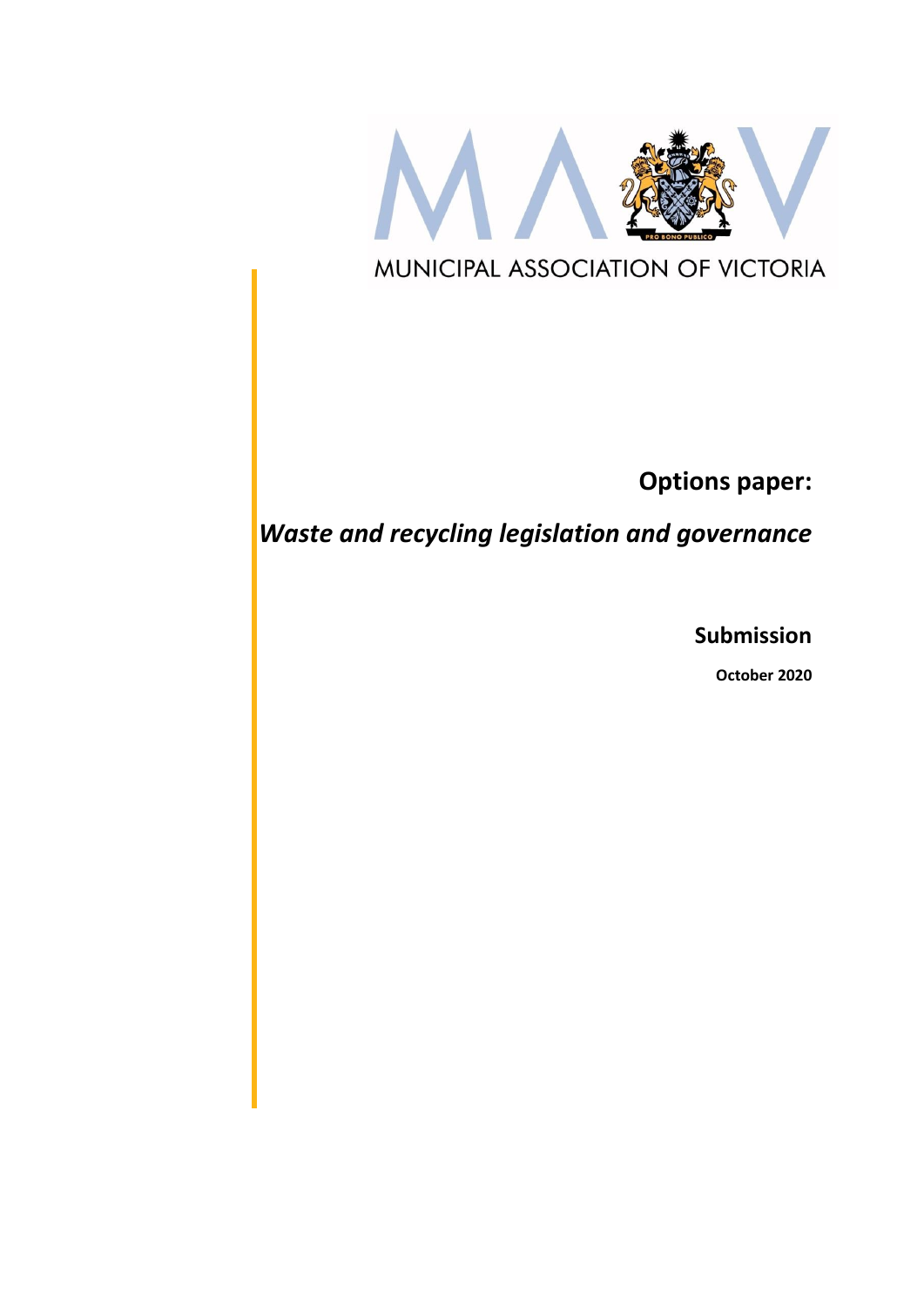MUNICIPAL ASSOCIATION OF VICTORIA

# Options paper:

## *Waste and recycling legislation and governance*

**Submission**

**October 2020**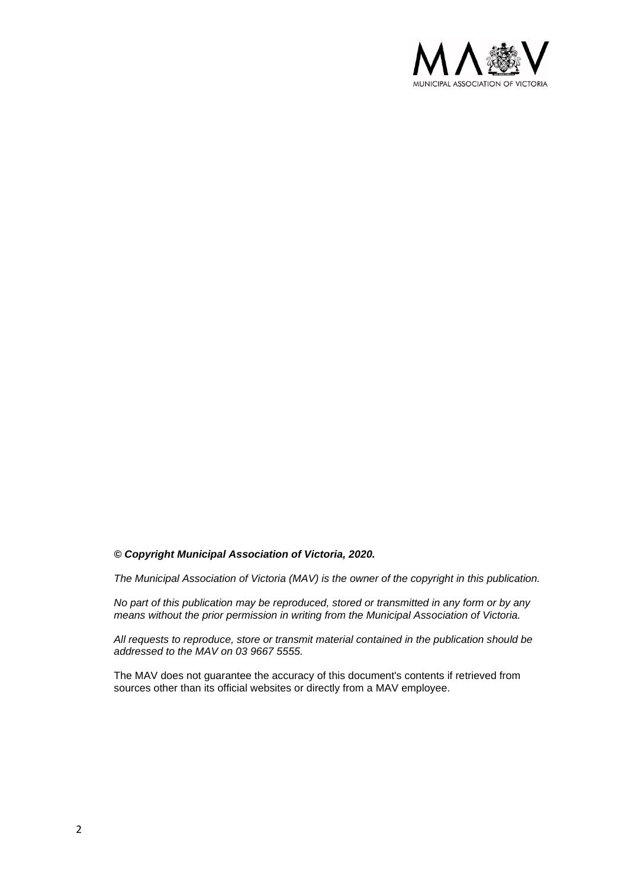***© Copyright Municipal Association of Victoria, 2020.***

*The Municipal Association of Victoria (MAV) is the owner of the copyright in this publication.*

*No part of this publication may be reproduced, stored or transmitted in any form or by any means without the prior permission in writing from the Municipal Association of Victoria.*

*All requests to reproduce, store or transmit material contained in the publication should be addressed to the MAV on 03 9667 5555.*

The MAV does not guarantee the accuracy of this document's contents if retrieved from sources other than its official websites or directly from a MAV employee.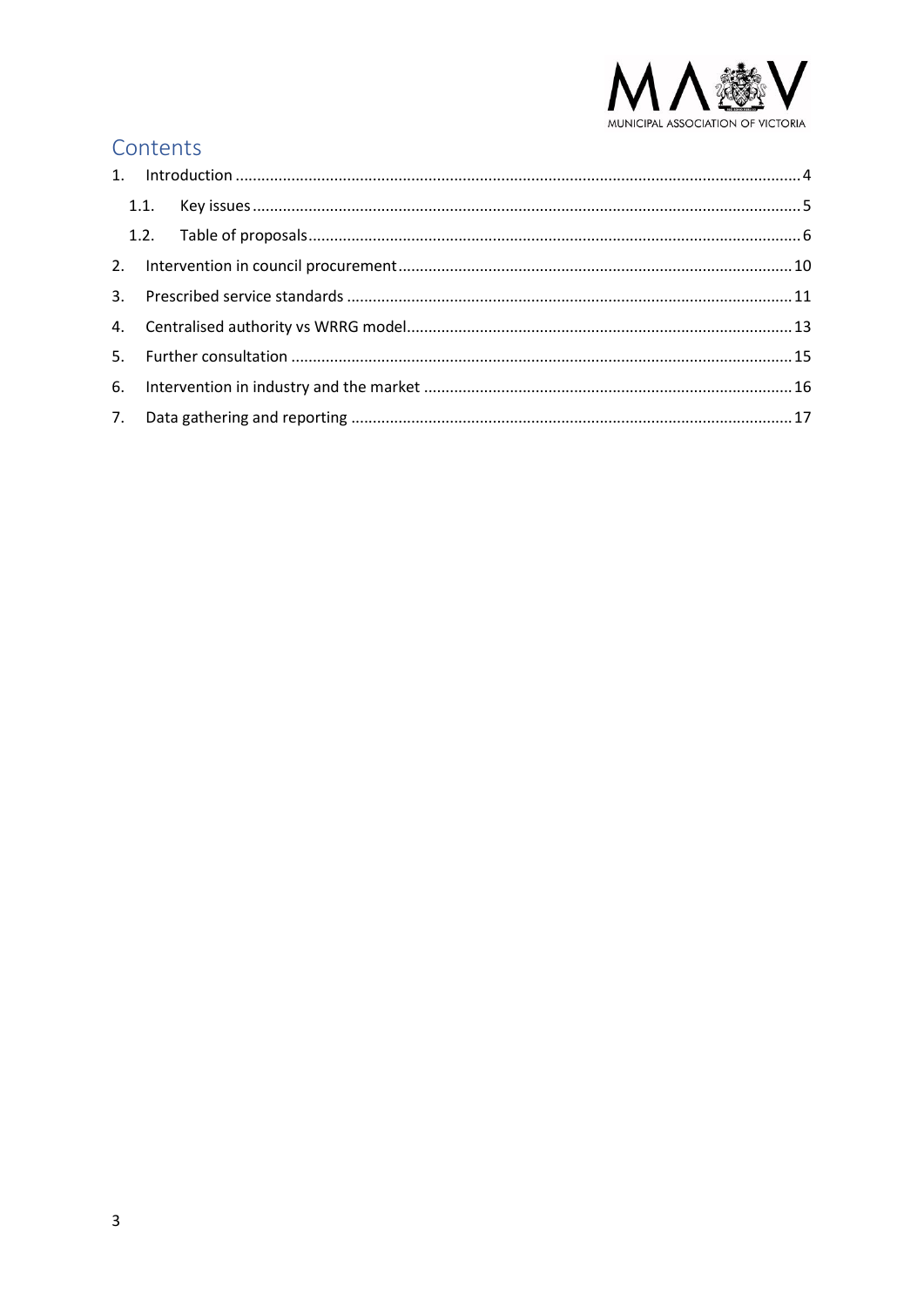## Contents

1. Introduction ............ 4
   1.1. Key issues ............ 5
   1.2. Table of proposals ............ 6
2. Intervention in council procurement ............ 10
3. Prescribed service standards ............ 11
4. Centralised authority vs WRRG model ............ 13
5. Further consultation ............ 15
6. Intervention in industry and the market ............ 16
7. Data gathering and reporting ............ 17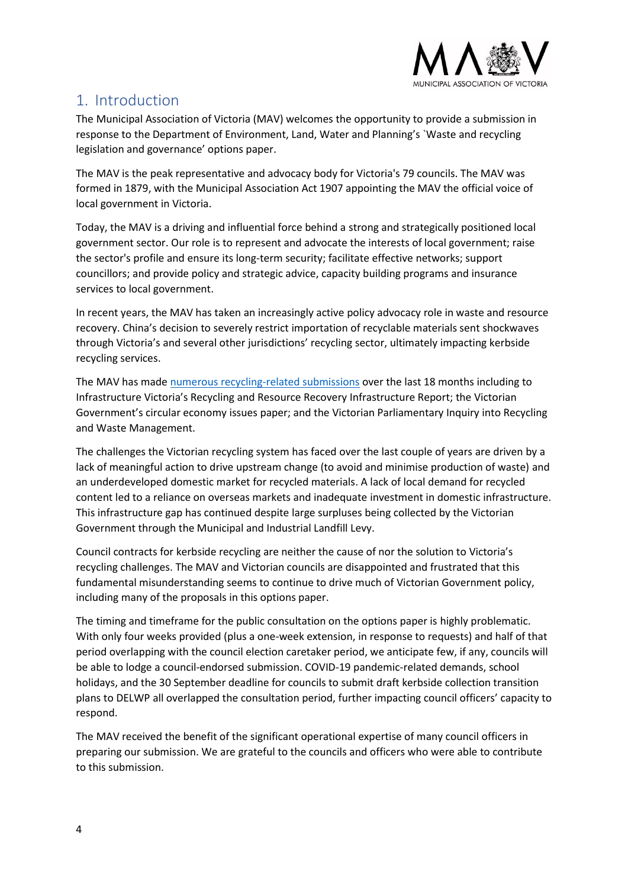# 1. Introduction

The Municipal Association of Victoria (MAV) welcomes the opportunity to provide a submission in response to the Department of Environment, Land, Water and Planning's `Waste and recycling legislation and governance' options paper.

The MAV is the peak representative and advocacy body for Victoria's 79 councils. The MAV was formed in 1879, with the Municipal Association Act 1907 appointing the MAV the official voice of local government in Victoria.

Today, the MAV is a driving and influential force behind a strong and strategically positioned local government sector. Our role is to represent and advocate the interests of local government; raise the sector's profile and ensure its long-term security; facilitate effective networks; support councillors; and provide policy and strategic advice, capacity building programs and insurance services to local government.

In recent years, the MAV has taken an increasingly active policy advocacy role in waste and resource recovery. China's decision to severely restrict importation of recyclable materials sent shockwaves through Victoria's and several other jurisdictions' recycling sector, ultimately impacting kerbside recycling services.

The MAV has made numerous recycling-related submissions over the last 18 months including to Infrastructure Victoria's Recycling and Resource Recovery Infrastructure Report; the Victorian Government's circular economy issues paper; and the Victorian Parliamentary Inquiry into Recycling and Waste Management.

The challenges the Victorian recycling system has faced over the last couple of years are driven by a lack of meaningful action to drive upstream change (to avoid and minimise production of waste) and an underdeveloped domestic market for recycled materials. A lack of local demand for recycled content led to a reliance on overseas markets and inadequate investment in domestic infrastructure. This infrastructure gap has continued despite large surpluses being collected by the Victorian Government through the Municipal and Industrial Landfill Levy.

Council contracts for kerbside recycling are neither the cause of nor the solution to Victoria's recycling challenges. The MAV and Victorian councils are disappointed and frustrated that this fundamental misunderstanding seems to continue to drive much of Victorian Government policy, including many of the proposals in this options paper.

The timing and timeframe for the public consultation on the options paper is highly problematic. With only four weeks provided (plus a one-week extension, in response to requests) and half of that period overlapping with the council election caretaker period, we anticipate few, if any, councils will be able to lodge a council-endorsed submission. COVID-19 pandemic-related demands, school holidays, and the 30 September deadline for councils to submit draft kerbside collection transition plans to DELWP all overlapped the consultation period, further impacting council officers' capacity to respond.

The MAV received the benefit of the significant operational expertise of many council officers in preparing our submission. We are grateful to the councils and officers who were able to contribute to this submission.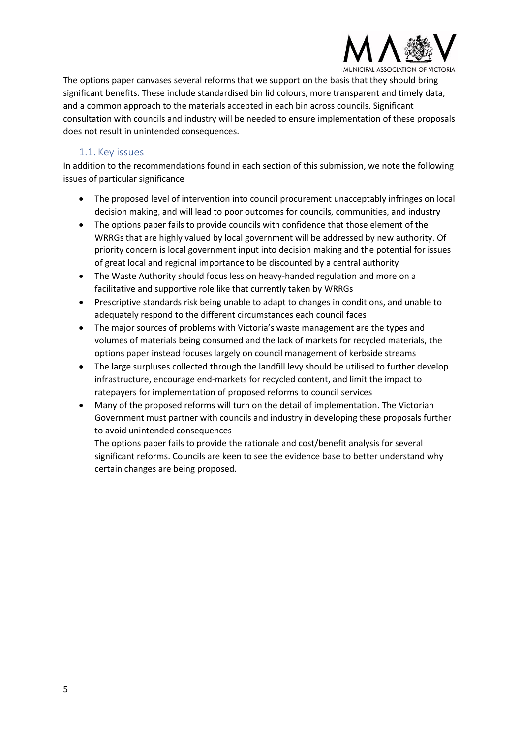The options paper canvases several reforms that we support on the basis that they should bring significant benefits. These include standardised bin lid colours, more transparent and timely data, and a common approach to the materials accepted in each bin across councils. Significant consultation with councils and industry will be needed to ensure implementation of these proposals does not result in unintended consequences.

## 1.1. Key issues

In addition to the recommendations found in each section of this submission, we note the following issues of particular significance

- The proposed level of intervention into council procurement unacceptably infringes on local decision making, and will lead to poor outcomes for councils, communities, and industry
- The options paper fails to provide councils with confidence that those element of the WRRGs that are highly valued by local government will be addressed by new authority. Of priority concern is local government input into decision making and the potential for issues of great local and regional importance to be discounted by a central authority
- The Waste Authority should focus less on heavy-handed regulation and more on a facilitative and supportive role like that currently taken by WRRGs
- Prescriptive standards risk being unable to adapt to changes in conditions, and unable to adequately respond to the different circumstances each council faces
- The major sources of problems with Victoria's waste management are the types and volumes of materials being consumed and the lack of markets for recycled materials, the options paper instead focuses largely on council management of kerbside streams
- The large surpluses collected through the landfill levy should be utilised to further develop infrastructure, encourage end-markets for recycled content, and limit the impact to ratepayers for implementation of proposed reforms to council services
- Many of the proposed reforms will turn on the detail of implementation. The Victorian Government must partner with councils and industry in developing these proposals further to avoid unintended consequences

  The options paper fails to provide the rationale and cost/benefit analysis for several significant reforms. Councils are keen to see the evidence base to better understand why certain changes are being proposed.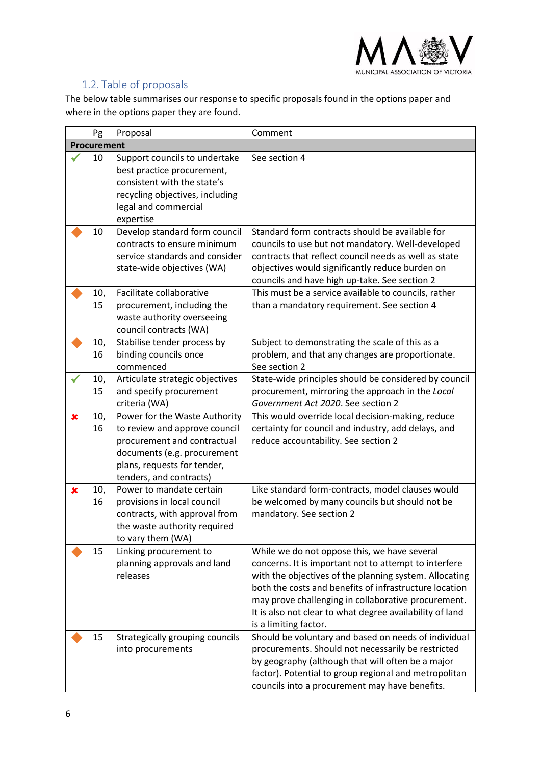## 1.2. Table of proposals

The below table summarises our response to specific proposals found in the options paper and where in the options paper they are found.

| | Pg | Proposal | Comment |
|---|---|---|---|
| **Procurement** | | | |
| ✔ | 10 | Support councils to undertake best practice procurement, consistent with the state's recycling objectives, including legal and commercial expertise | See section 4 |
| ◆ | 10 | Develop standard form council contracts to ensure minimum service standards and consider state-wide objectives (WA) | Standard form contracts should be available for councils to use but not mandatory. Well-developed contracts that reflect council needs as well as state objectives would significantly reduce burden on councils and have high up-take. See section 2 |
| ◆ | 10, 15 | Facilitate collaborative procurement, including the waste authority overseeing council contracts (WA) | This must be a service available to councils, rather than a mandatory requirement. See section 4 |
| ◆ | 10, 16 | Stabilise tender process by binding councils once commenced | Subject to demonstrating the scale of this as a problem, and that any changes are proportionate. See section 2 |
| ✔ | 10, 15 | Articulate strategic objectives and specify procurement criteria (WA) | State-wide principles should be considered by council procurement, mirroring the approach in the *Local Government Act 2020*. See section 2 |
| ✘ | 10, 16 | Power for the Waste Authority to review and approve council procurement and contractual documents (e.g. procurement plans, requests for tender, tenders, and contracts) | This would override local decision-making, reduce certainty for council and industry, add delays, and reduce accountability. See section 2 |
| ✘ | 10, 16 | Power to mandate certain provisions in local council contracts, with approval from the waste authority required to vary them (WA) | Like standard form-contracts, model clauses would be welcomed by many councils but should not be mandatory. See section 2 |
| ◆ | 15 | Linking procurement to planning approvals and land releases | While we do not oppose this, we have several concerns. It is important not to attempt to interfere with the objectives of the planning system. Allocating both the costs and benefits of infrastructure location may prove challenging in collaborative procurement. It is also not clear to what degree availability of land is a limiting factor. |
| ◆ | 15 | Strategically grouping councils into procurements | Should be voluntary and based on needs of individual procurements. Should not necessarily be restricted by geography (although that will often be a major factor). Potential to group regional and metropolitan councils into a procurement may have benefits. |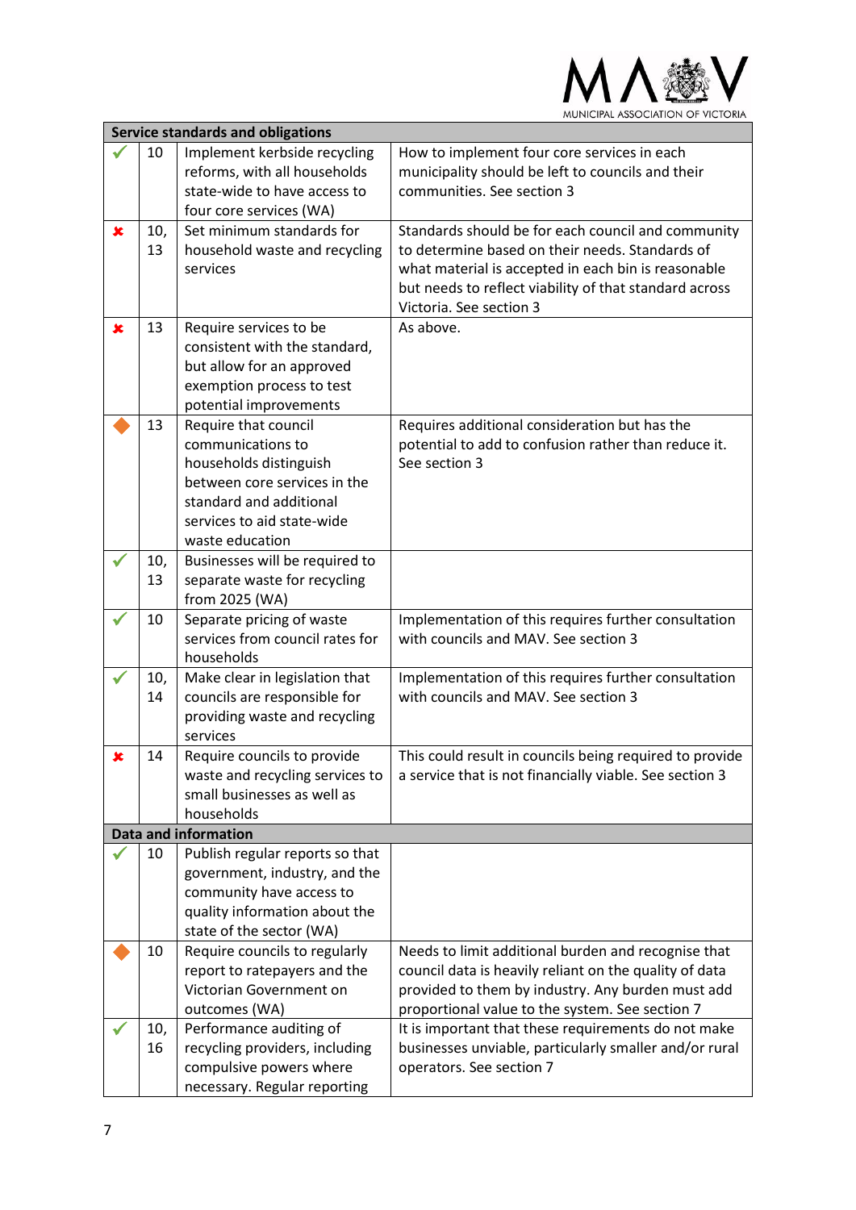| Service standards and obligations | | | |
|---|---|---|---|
| ✔ | 10 | Implement kerbside recycling reforms, with all households state-wide to have access to four core services (WA) | How to implement four core services in each municipality should be left to councils and their communities. See section 3 |
| ✘ | 10, 13 | Set minimum standards for household waste and recycling services | Standards should be for each council and community to determine based on their needs. Standards of what material is accepted in each bin is reasonable but needs to reflect viability of that standard across Victoria. See section 3 |
| ✘ | 13 | Require services to be consistent with the standard, but allow for an approved exemption process to test potential improvements | As above. |
| ◆ | 13 | Require that council communications to households distinguish between core services in the standard and additional services to aid state-wide waste education | Requires additional consideration but has the potential to add to confusion rather than reduce it. See section 3 |
| ✔ | 10, 13 | Businesses will be required to separate waste for recycling from 2025 (WA) | |
| ✔ | 10 | Separate pricing of waste services from council rates for households | Implementation of this requires further consultation with councils and MAV. See section 3 |
| ✔ | 10, 14 | Make clear in legislation that councils are responsible for providing waste and recycling services | Implementation of this requires further consultation with councils and MAV. See section 3 |
| ✘ | 14 | Require councils to provide waste and recycling services to small businesses as well as households | This could result in councils being required to provide a service that is not financially viable. See section 3 |
| **Data and information** | | | |
| ✔ | 10 | Publish regular reports so that government, industry, and the community have access to quality information about the state of the sector (WA) | |
| ◆ | 10 | Require councils to regularly report to ratepayers and the Victorian Government on outcomes (WA) | Needs to limit additional burden and recognise that council data is heavily reliant on the quality of data provided to them by industry. Any burden must add proportional value to the system. See section 7 |
| ✔ | 10, 16 | Performance auditing of recycling providers, including compulsive powers where necessary. Regular reporting | It is important that these requirements do not make businesses unviable, particularly smaller and/or rural operators. See section 7 |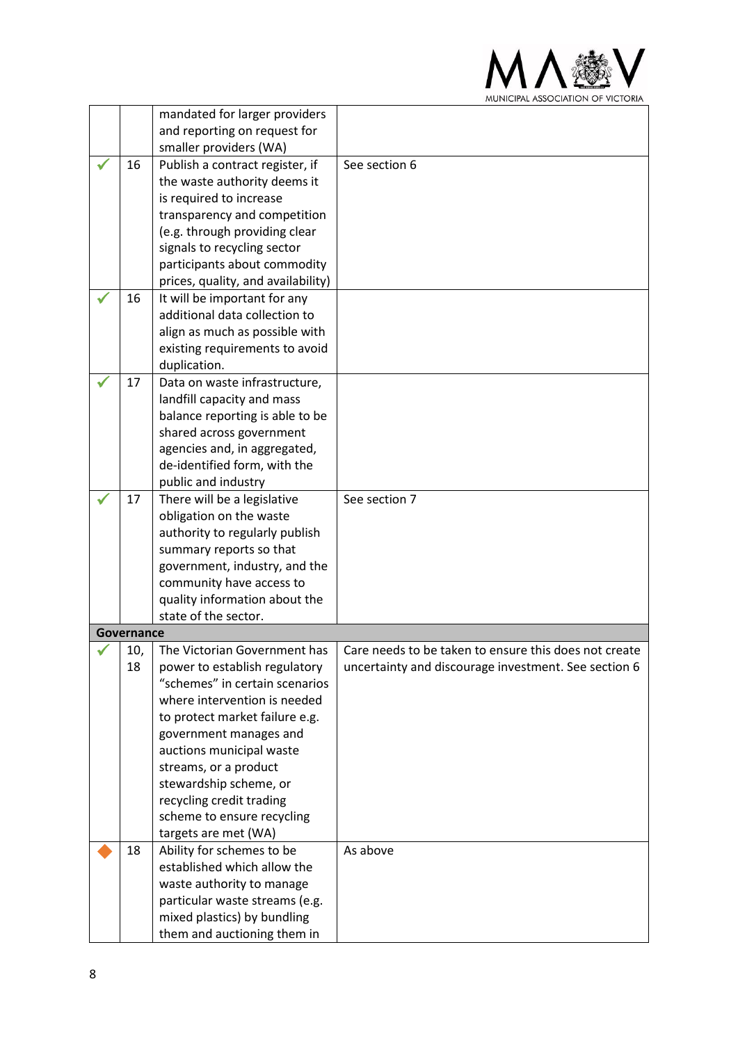|  |  |  |  |
|---|---|---|---|
|  |  | mandated for larger providers and reporting on request for smaller providers (WA) |  |
| ✓ | 16 | Publish a contract register, if the waste authority deems it is required to increase transparency and competition (e.g. through providing clear signals to recycling sector participants about commodity prices, quality, and availability) | See section 6 |
| ✓ | 16 | It will be important for any additional data collection to align as much as possible with existing requirements to avoid duplication. |  |
| ✓ | 17 | Data on waste infrastructure, landfill capacity and mass balance reporting is able to be shared across government agencies and, in aggregated, de-identified form, with the public and industry |  |
| ✓ | 17 | There will be a legislative obligation on the waste authority to regularly publish summary reports so that government, industry, and the community have access to quality information about the state of the sector. | See section 7 |
| **Governance** |  |  |  |
| ✓ | 10, 18 | The Victorian Government has power to establish regulatory "schemes" in certain scenarios where intervention is needed to protect market failure e.g. government manages and auctions municipal waste streams, or a product stewardship scheme, or recycling credit trading scheme to ensure recycling targets are met (WA) | Care needs to be taken to ensure this does not create uncertainty and discourage investment. See section 6 |
| ◆ | 18 | Ability for schemes to be established which allow the waste authority to manage particular waste streams (e.g. mixed plastics) by bundling them and auctioning them in | As above |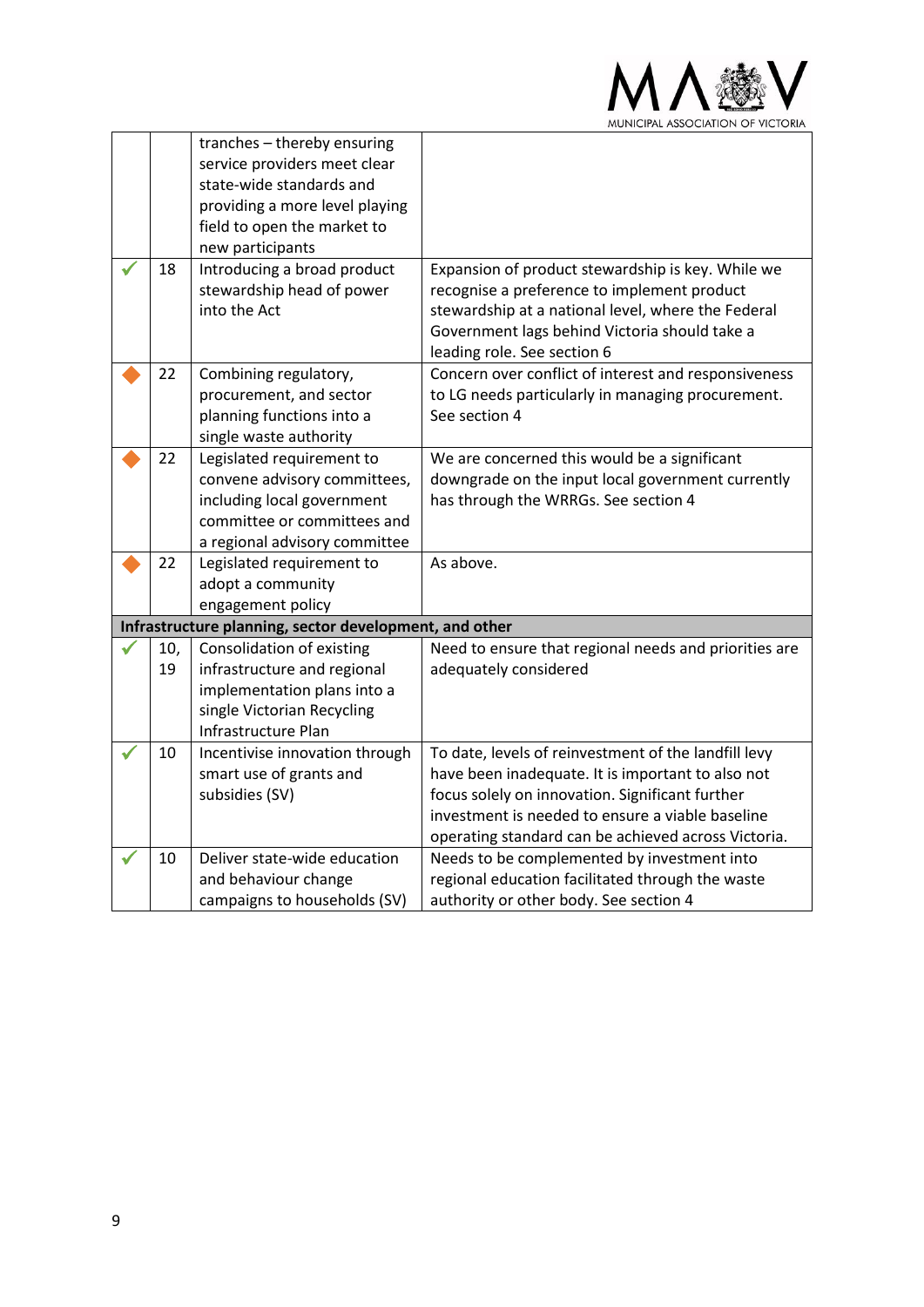|  |  |  |  |
|---|---|---|---|
|  |  | tranches – thereby ensuring service providers meet clear state-wide standards and providing a more level playing field to open the market to new participants |  |
| ✓ | 18 | Introducing a broad product stewardship head of power into the Act | Expansion of product stewardship is key. While we recognise a preference to implement product stewardship at a national level, where the Federal Government lags behind Victoria should take a leading role. See section 6 |
| ◆ | 22 | Combining regulatory, procurement, and sector planning functions into a single waste authority | Concern over conflict of interest and responsiveness to LG needs particularly in managing procurement. See section 4 |
| ◆ | 22 | Legislated requirement to convene advisory committees, including local government committee or committees and a regional advisory committee | We are concerned this would be a significant downgrade on the input local government currently has through the WRRGs. See section 4 |
| ◆ | 22 | Legislated requirement to adopt a community engagement policy | As above. |
| **Infrastructure planning, sector development, and other** |  |  |  |
| ✓ | 10, 19 | Consolidation of existing infrastructure and regional implementation plans into a single Victorian Recycling Infrastructure Plan | Need to ensure that regional needs and priorities are adequately considered |
| ✓ | 10 | Incentivise innovation through smart use of grants and subsidies (SV) | To date, levels of reinvestment of the landfill levy have been inadequate. It is important to also not focus solely on innovation. Significant further investment is needed to ensure a viable baseline operating standard can be achieved across Victoria. |
| ✓ | 10 | Deliver state-wide education and behaviour change campaigns to households (SV) | Needs to be complemented by investment into regional education facilitated through the waste authority or other body. See section 4 |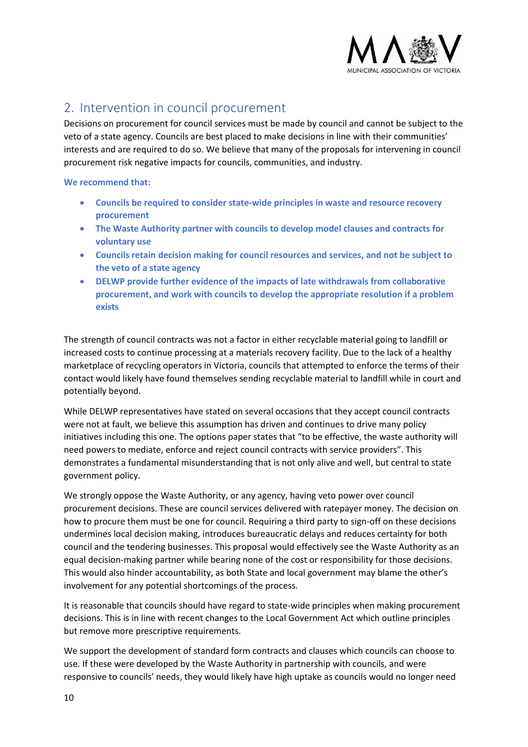## 2. Intervention in council procurement

Decisions on procurement for council services must be made by council and cannot be subject to the veto of a state agency. Councils are best placed to make decisions in line with their communities' interests and are required to do so. We believe that many of the proposals for intervening in council procurement risk negative impacts for councils, communities, and industry.

**We recommend that:**

- **Councils be required to consider state-wide principles in waste and resource recovery procurement**
- **The Waste Authority partner with councils to develop model clauses and contracts for voluntary use**
- **Councils retain decision making for council resources and services, and not be subject to the veto of a state agency**
- **DELWP provide further evidence of the impacts of late withdrawals from collaborative procurement, and work with councils to develop the appropriate resolution if a problem exists**

The strength of council contracts was not a factor in either recyclable material going to landfill or increased costs to continue processing at a materials recovery facility. Due to the lack of a healthy marketplace of recycling operators in Victoria, councils that attempted to enforce the terms of their contact would likely have found themselves sending recyclable material to landfill while in court and potentially beyond.

While DELWP representatives have stated on several occasions that they accept council contracts were not at fault, we believe this assumption has driven and continues to drive many policy initiatives including this one. The options paper states that "to be effective, the waste authority will need powers to mediate, enforce and reject council contracts with service providers". This demonstrates a fundamental misunderstanding that is not only alive and well, but central to state government policy.

We strongly oppose the Waste Authority, or any agency, having veto power over council procurement decisions. These are council services delivered with ratepayer money. The decision on how to procure them must be one for council. Requiring a third party to sign-off on these decisions undermines local decision making, introduces bureaucratic delays and reduces certainty for both council and the tendering businesses. This proposal would effectively see the Waste Authority as an equal decision-making partner while bearing none of the cost or responsibility for those decisions. This would also hinder accountability, as both State and local government may blame the other's involvement for any potential shortcomings of the process.

It is reasonable that councils should have regard to state-wide principles when making procurement decisions. This is in line with recent changes to the Local Government Act which outline principles but remove more prescriptive requirements.

We support the development of standard form contracts and clauses which councils can choose to use. If these were developed by the Waste Authority in partnership with councils, and were responsive to councils' needs, they would likely have high uptake as councils would no longer need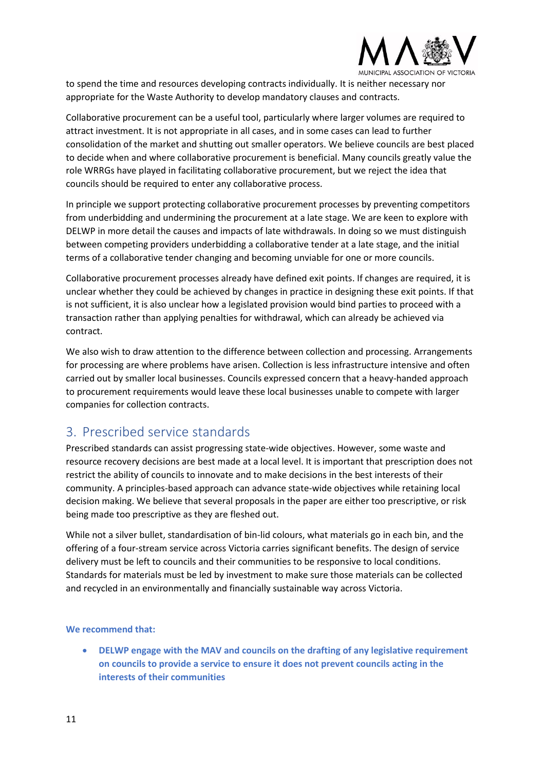to spend the time and resources developing contracts individually. It is neither necessary nor appropriate for the Waste Authority to develop mandatory clauses and contracts.

Collaborative procurement can be a useful tool, particularly where larger volumes are required to attract investment. It is not appropriate in all cases, and in some cases can lead to further consolidation of the market and shutting out smaller operators. We believe councils are best placed to decide when and where collaborative procurement is beneficial. Many councils greatly value the role WRRGs have played in facilitating collaborative procurement, but we reject the idea that councils should be required to enter any collaborative process.

In principle we support protecting collaborative procurement processes by preventing competitors from underbidding and undermining the procurement at a late stage. We are keen to explore with DELWP in more detail the causes and impacts of late withdrawals. In doing so we must distinguish between competing providers underbidding a collaborative tender at a late stage, and the initial terms of a collaborative tender changing and becoming unviable for one or more councils.

Collaborative procurement processes already have defined exit points. If changes are required, it is unclear whether they could be achieved by changes in practice in designing these exit points. If that is not sufficient, it is also unclear how a legislated provision would bind parties to proceed with a transaction rather than applying penalties for withdrawal, which can already be achieved via contract.

We also wish to draw attention to the difference between collection and processing. Arrangements for processing are where problems have arisen. Collection is less infrastructure intensive and often carried out by smaller local businesses. Councils expressed concern that a heavy-handed approach to procurement requirements would leave these local businesses unable to compete with larger companies for collection contracts.

## 3. Prescribed service standards

Prescribed standards can assist progressing state-wide objectives. However, some waste and resource recovery decisions are best made at a local level. It is important that prescription does not restrict the ability of councils to innovate and to make decisions in the best interests of their community. A principles-based approach can advance state-wide objectives while retaining local decision making. We believe that several proposals in the paper are either too prescriptive, or risk being made too prescriptive as they are fleshed out.

While not a silver bullet, standardisation of bin-lid colours, what materials go in each bin, and the offering of a four-stream service across Victoria carries significant benefits. The design of service delivery must be left to councils and their communities to be responsive to local conditions. Standards for materials must be led by investment to make sure those materials can be collected and recycled in an environmentally and financially sustainable way across Victoria.

**We recommend that:**

- **DELWP engage with the MAV and councils on the drafting of any legislative requirement on councils to provide a service to ensure it does not prevent councils acting in the interests of their communities**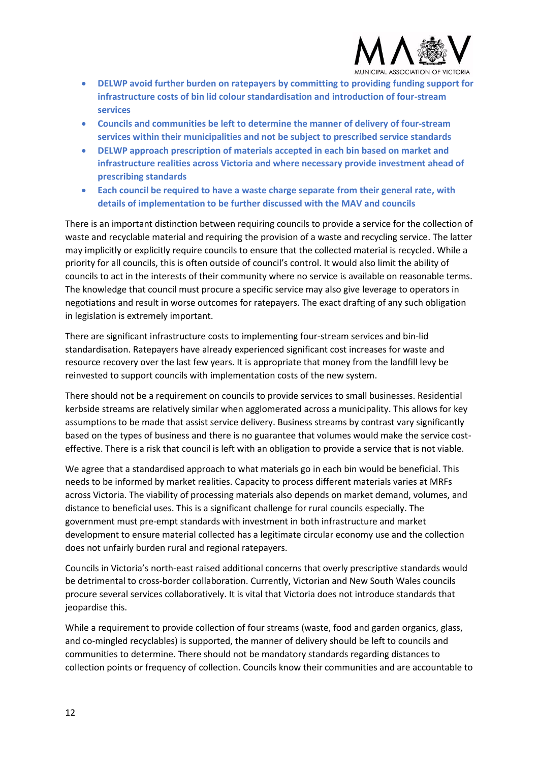- **DELWP avoid further burden on ratepayers by committing to providing funding support for infrastructure costs of bin lid colour standardisation and introduction of four-stream services**
- **Councils and communities be left to determine the manner of delivery of four-stream services within their municipalities and not be subject to prescribed service standards**
- **DELWP approach prescription of materials accepted in each bin based on market and infrastructure realities across Victoria and where necessary provide investment ahead of prescribing standards**
- **Each council be required to have a waste charge separate from their general rate, with details of implementation to be further discussed with the MAV and councils**

There is an important distinction between requiring councils to provide a service for the collection of waste and recyclable material and requiring the provision of a waste and recycling service. The latter may implicitly or explicitly require councils to ensure that the collected material is recycled. While a priority for all councils, this is often outside of council's control. It would also limit the ability of councils to act in the interests of their community where no service is available on reasonable terms. The knowledge that council must procure a specific service may also give leverage to operators in negotiations and result in worse outcomes for ratepayers. The exact drafting of any such obligation in legislation is extremely important.

There are significant infrastructure costs to implementing four-stream services and bin-lid standardisation. Ratepayers have already experienced significant cost increases for waste and resource recovery over the last few years. It is appropriate that money from the landfill levy be reinvested to support councils with implementation costs of the new system.

There should not be a requirement on councils to provide services to small businesses. Residential kerbside streams are relatively similar when agglomerated across a municipality. This allows for key assumptions to be made that assist service delivery. Business streams by contrast vary significantly based on the types of business and there is no guarantee that volumes would make the service cost-effective. There is a risk that council is left with an obligation to provide a service that is not viable.

We agree that a standardised approach to what materials go in each bin would be beneficial. This needs to be informed by market realities. Capacity to process different materials varies at MRFs across Victoria. The viability of processing materials also depends on market demand, volumes, and distance to beneficial uses. This is a significant challenge for rural councils especially. The government must pre-empt standards with investment in both infrastructure and market development to ensure material collected has a legitimate circular economy use and the collection does not unfairly burden rural and regional ratepayers.

Councils in Victoria's north-east raised additional concerns that overly prescriptive standards would be detrimental to cross-border collaboration. Currently, Victorian and New South Wales councils procure several services collaboratively. It is vital that Victoria does not introduce standards that jeopardise this.

While a requirement to provide collection of four streams (waste, food and garden organics, glass, and co-mingled recyclables) is supported, the manner of delivery should be left to councils and communities to determine. There should not be mandatory standards regarding distances to collection points or frequency of collection. Councils know their communities and are accountable to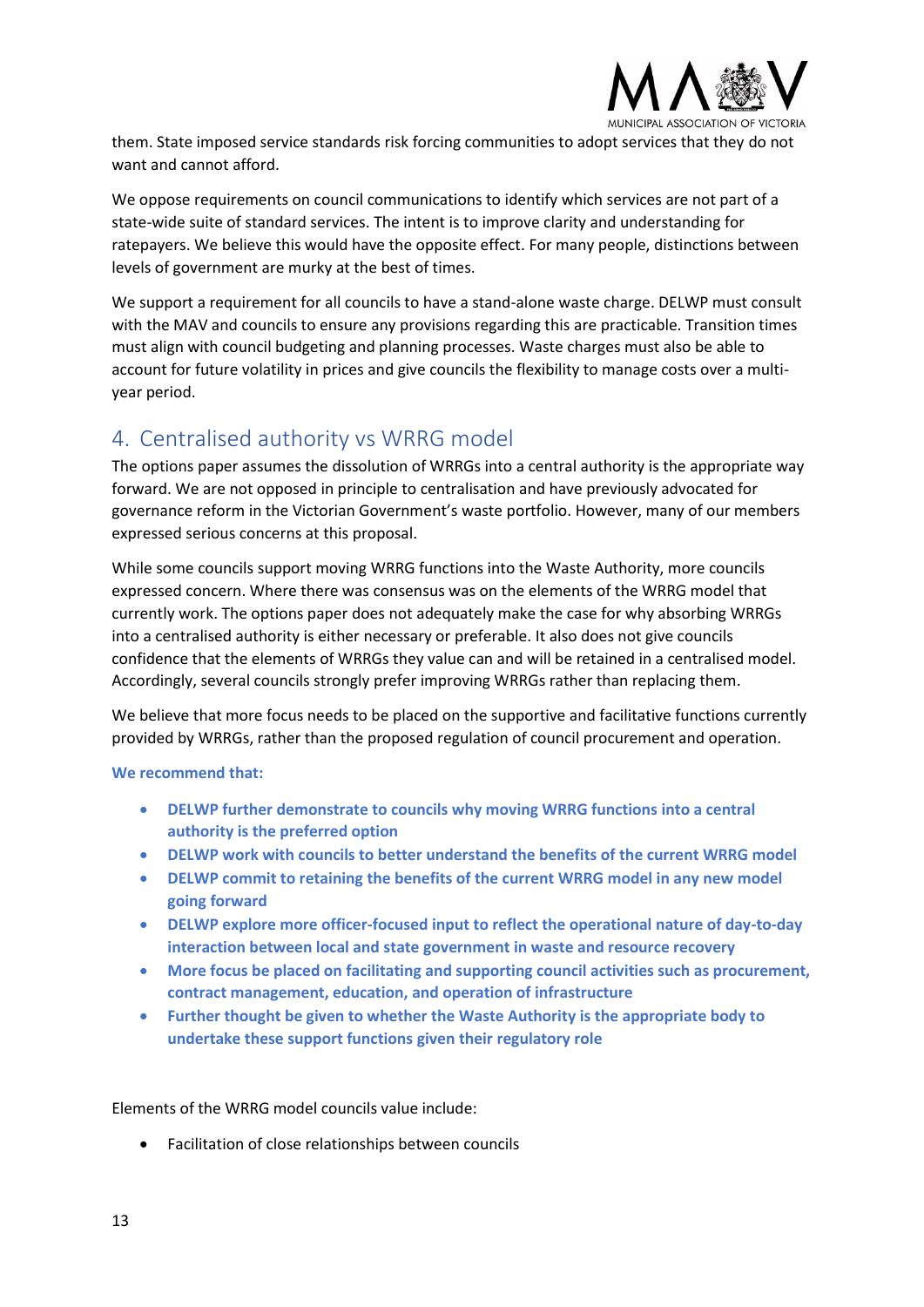them. State imposed service standards risk forcing communities to adopt services that they do not want and cannot afford.

We oppose requirements on council communications to identify which services are not part of a state-wide suite of standard services. The intent is to improve clarity and understanding for ratepayers. We believe this would have the opposite effect. For many people, distinctions between levels of government are murky at the best of times.

We support a requirement for all councils to have a stand-alone waste charge. DELWP must consult with the MAV and councils to ensure any provisions regarding this are practicable. Transition times must align with council budgeting and planning processes. Waste charges must also be able to account for future volatility in prices and give councils the flexibility to manage costs over a multi-year period.

## 4. Centralised authority vs WRRG model

The options paper assumes the dissolution of WRRGs into a central authority is the appropriate way forward. We are not opposed in principle to centralisation and have previously advocated for governance reform in the Victorian Government's waste portfolio. However, many of our members expressed serious concerns at this proposal.

While some councils support moving WRRG functions into the Waste Authority, more councils expressed concern. Where there was consensus was on the elements of the WRRG model that currently work. The options paper does not adequately make the case for why absorbing WRRGs into a centralised authority is either necessary or preferable. It also does not give councils confidence that the elements of WRRGs they value can and will be retained in a centralised model. Accordingly, several councils strongly prefer improving WRRGs rather than replacing them.

We believe that more focus needs to be placed on the supportive and facilitative functions currently provided by WRRGs, rather than the proposed regulation of council procurement and operation.

**We recommend that:**

- **DELWP further demonstrate to councils why moving WRRG functions into a central authority is the preferred option**
- **DELWP work with councils to better understand the benefits of the current WRRG model**
- **DELWP commit to retaining the benefits of the current WRRG model in any new model going forward**
- **DELWP explore more officer-focused input to reflect the operational nature of day-to-day interaction between local and state government in waste and resource recovery**
- **More focus be placed on facilitating and supporting council activities such as procurement, contract management, education, and operation of infrastructure**
- **Further thought be given to whether the Waste Authority is the appropriate body to undertake these support functions given their regulatory role**

Elements of the WRRG model councils value include:

- Facilitation of close relationships between councils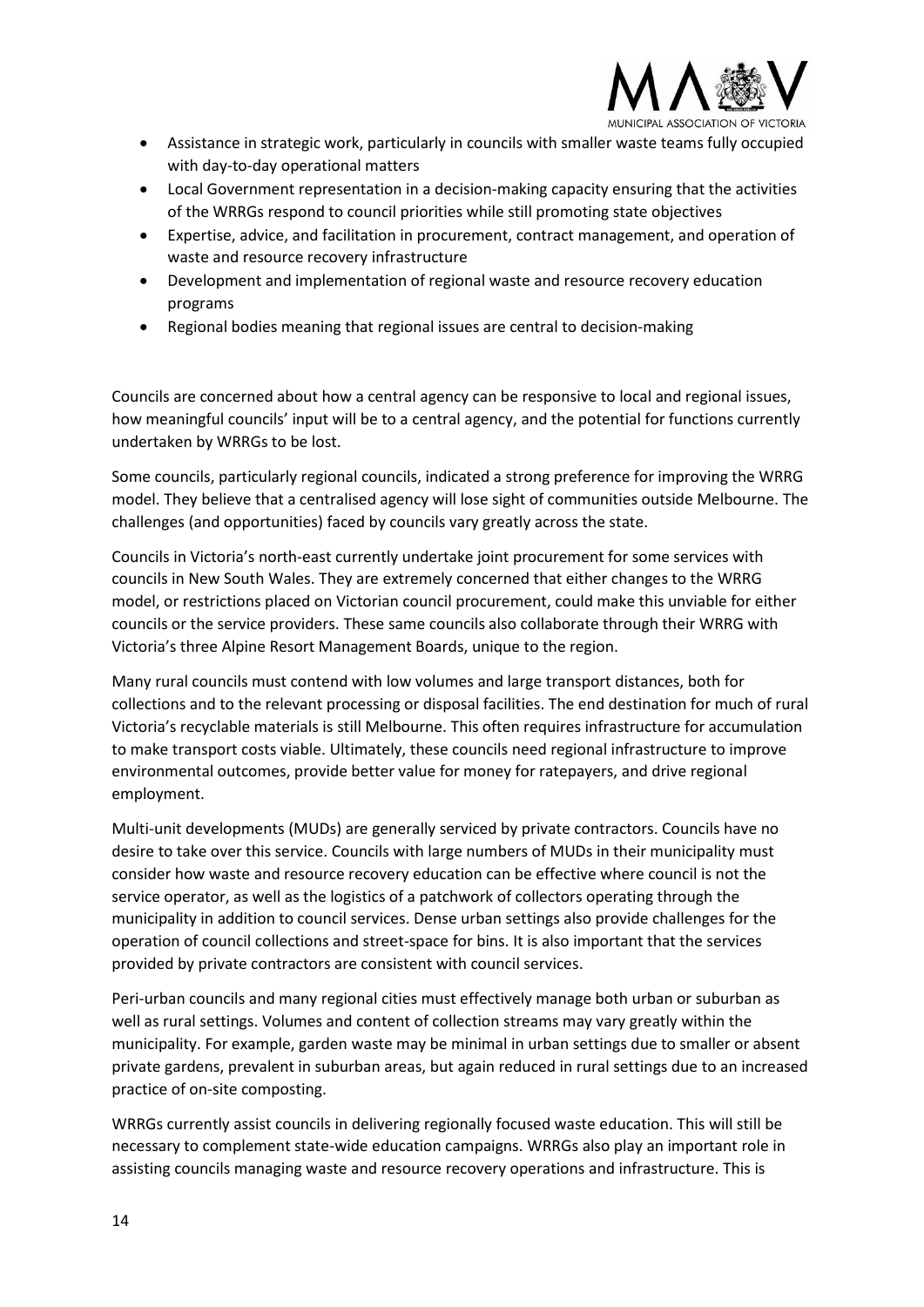- Assistance in strategic work, particularly in councils with smaller waste teams fully occupied with day-to-day operational matters
- Local Government representation in a decision-making capacity ensuring that the activities of the WRRGs respond to council priorities while still promoting state objectives
- Expertise, advice, and facilitation in procurement, contract management, and operation of waste and resource recovery infrastructure
- Development and implementation of regional waste and resource recovery education programs
- Regional bodies meaning that regional issues are central to decision-making

Councils are concerned about how a central agency can be responsive to local and regional issues, how meaningful councils' input will be to a central agency, and the potential for functions currently undertaken by WRRGs to be lost.

Some councils, particularly regional councils, indicated a strong preference for improving the WRRG model. They believe that a centralised agency will lose sight of communities outside Melbourne. The challenges (and opportunities) faced by councils vary greatly across the state.

Councils in Victoria's north-east currently undertake joint procurement for some services with councils in New South Wales. They are extremely concerned that either changes to the WRRG model, or restrictions placed on Victorian council procurement, could make this unviable for either councils or the service providers. These same councils also collaborate through their WRRG with Victoria's three Alpine Resort Management Boards, unique to the region.

Many rural councils must contend with low volumes and large transport distances, both for collections and to the relevant processing or disposal facilities. The end destination for much of rural Victoria's recyclable materials is still Melbourne. This often requires infrastructure for accumulation to make transport costs viable. Ultimately, these councils need regional infrastructure to improve environmental outcomes, provide better value for money for ratepayers, and drive regional employment.

Multi-unit developments (MUDs) are generally serviced by private contractors. Councils have no desire to take over this service. Councils with large numbers of MUDs in their municipality must consider how waste and resource recovery education can be effective where council is not the service operator, as well as the logistics of a patchwork of collectors operating through the municipality in addition to council services. Dense urban settings also provide challenges for the operation of council collections and street-space for bins. It is also important that the services provided by private contractors are consistent with council services.

Peri-urban councils and many regional cities must effectively manage both urban or suburban as well as rural settings. Volumes and content of collection streams may vary greatly within the municipality. For example, garden waste may be minimal in urban settings due to smaller or absent private gardens, prevalent in suburban areas, but again reduced in rural settings due to an increased practice of on-site composting.

WRRGs currently assist councils in delivering regionally focused waste education. This will still be necessary to complement state-wide education campaigns. WRRGs also play an important role in assisting councils managing waste and resource recovery operations and infrastructure. This is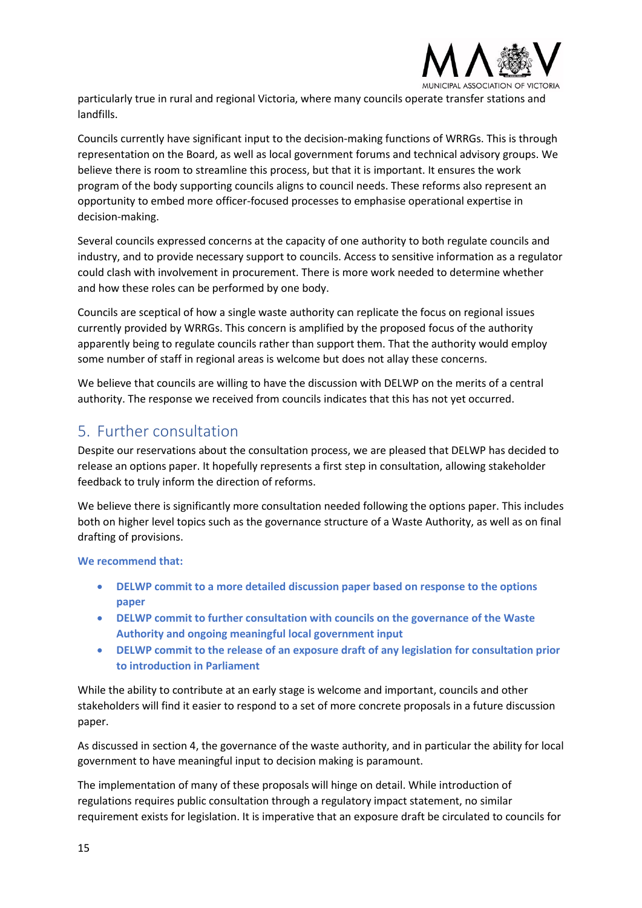particularly true in rural and regional Victoria, where many councils operate transfer stations and landfills.

Councils currently have significant input to the decision-making functions of WRRGs. This is through representation on the Board, as well as local government forums and technical advisory groups. We believe there is room to streamline this process, but that it is important. It ensures the work program of the body supporting councils aligns to council needs. These reforms also represent an opportunity to embed more officer-focused processes to emphasise operational expertise in decision-making.

Several councils expressed concerns at the capacity of one authority to both regulate councils and industry, and to provide necessary support to councils. Access to sensitive information as a regulator could clash with involvement in procurement. There is more work needed to determine whether and how these roles can be performed by one body.

Councils are sceptical of how a single waste authority can replicate the focus on regional issues currently provided by WRRGs. This concern is amplified by the proposed focus of the authority apparently being to regulate councils rather than support them. That the authority would employ some number of staff in regional areas is welcome but does not allay these concerns.

We believe that councils are willing to have the discussion with DELWP on the merits of a central authority. The response we received from councils indicates that this has not yet occurred.

## 5. Further consultation

Despite our reservations about the consultation process, we are pleased that DELWP has decided to release an options paper. It hopefully represents a first step in consultation, allowing stakeholder feedback to truly inform the direction of reforms.

We believe there is significantly more consultation needed following the options paper. This includes both on higher level topics such as the governance structure of a Waste Authority, as well as on final drafting of provisions.

**We recommend that:**

- **DELWP commit to a more detailed discussion paper based on response to the options paper**
- **DELWP commit to further consultation with councils on the governance of the Waste Authority and ongoing meaningful local government input**
- **DELWP commit to the release of an exposure draft of any legislation for consultation prior to introduction in Parliament**

While the ability to contribute at an early stage is welcome and important, councils and other stakeholders will find it easier to respond to a set of more concrete proposals in a future discussion paper.

As discussed in section 4, the governance of the waste authority, and in particular the ability for local government to have meaningful input to decision making is paramount.

The implementation of many of these proposals will hinge on detail. While introduction of regulations requires public consultation through a regulatory impact statement, no similar requirement exists for legislation. It is imperative that an exposure draft be circulated to councils for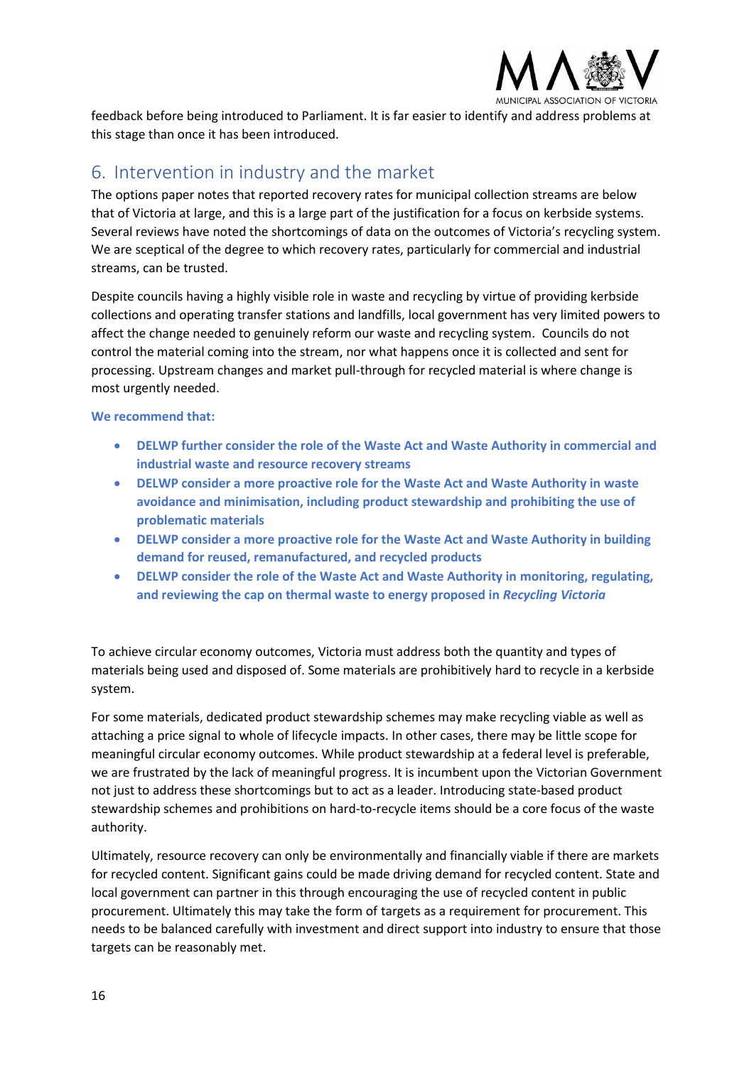feedback before being introduced to Parliament. It is far easier to identify and address problems at this stage than once it has been introduced.

## 6. Intervention in industry and the market

The options paper notes that reported recovery rates for municipal collection streams are below that of Victoria at large, and this is a large part of the justification for a focus on kerbside systems. Several reviews have noted the shortcomings of data on the outcomes of Victoria's recycling system. We are sceptical of the degree to which recovery rates, particularly for commercial and industrial streams, can be trusted.

Despite councils having a highly visible role in waste and recycling by virtue of providing kerbside collections and operating transfer stations and landfills, local government has very limited powers to affect the change needed to genuinely reform our waste and recycling system. Councils do not control the material coming into the stream, nor what happens once it is collected and sent for processing. Upstream changes and market pull-through for recycled material is where change is most urgently needed.

**We recommend that:**

- **DELWP further consider the role of the Waste Act and Waste Authority in commercial and industrial waste and resource recovery streams**
- **DELWP consider a more proactive role for the Waste Act and Waste Authority in waste avoidance and minimisation, including product stewardship and prohibiting the use of problematic materials**
- **DELWP consider a more proactive role for the Waste Act and Waste Authority in building demand for reused, remanufactured, and recycled products**
- **DELWP consider the role of the Waste Act and Waste Authority in monitoring, regulating, and reviewing the cap on thermal waste to energy proposed in *Recycling Victoria***

To achieve circular economy outcomes, Victoria must address both the quantity and types of materials being used and disposed of. Some materials are prohibitively hard to recycle in a kerbside system.

For some materials, dedicated product stewardship schemes may make recycling viable as well as attaching a price signal to whole of lifecycle impacts. In other cases, there may be little scope for meaningful circular economy outcomes. While product stewardship at a federal level is preferable, we are frustrated by the lack of meaningful progress. It is incumbent upon the Victorian Government not just to address these shortcomings but to act as a leader. Introducing state-based product stewardship schemes and prohibitions on hard-to-recycle items should be a core focus of the waste authority.

Ultimately, resource recovery can only be environmentally and financially viable if there are markets for recycled content. Significant gains could be made driving demand for recycled content. State and local government can partner in this through encouraging the use of recycled content in public procurement. Ultimately this may take the form of targets as a requirement for procurement. This needs to be balanced carefully with investment and direct support into industry to ensure that those targets can be reasonably met.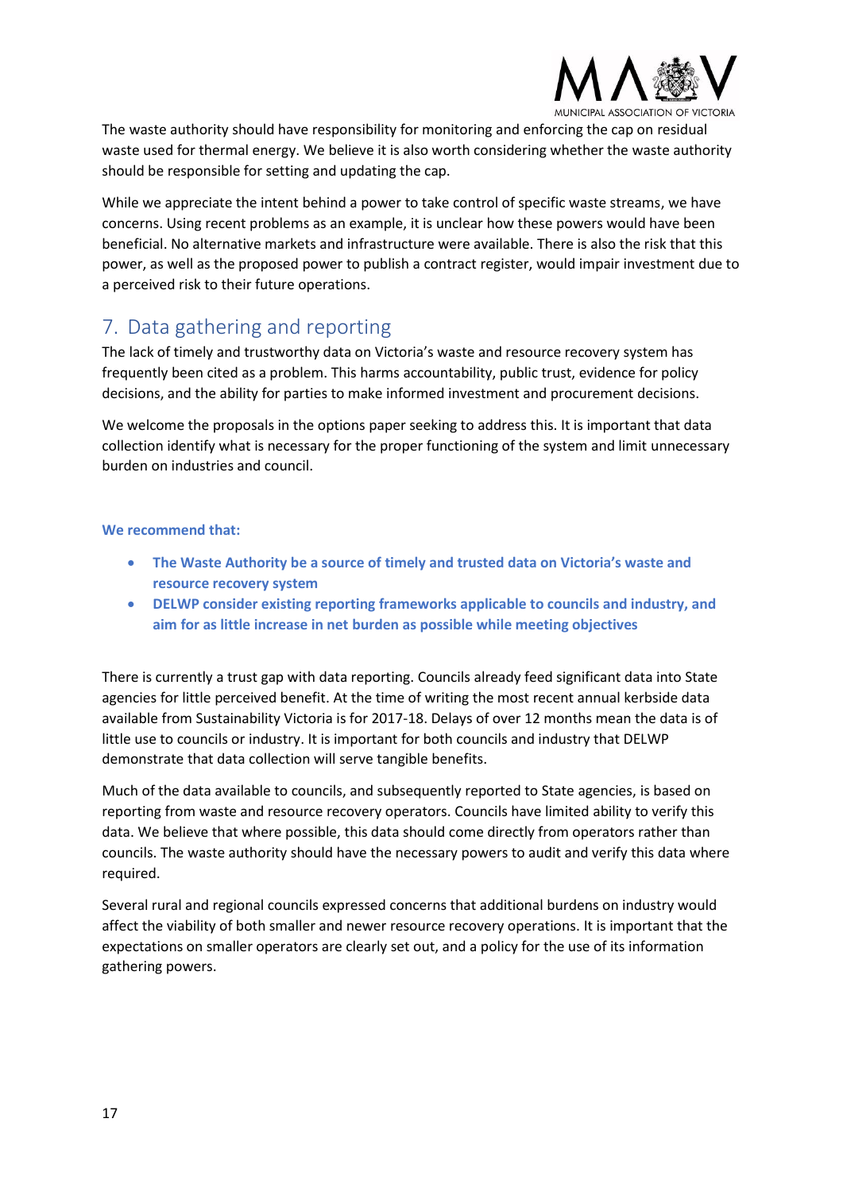The waste authority should have responsibility for monitoring and enforcing the cap on residual waste used for thermal energy. We believe it is also worth considering whether the waste authority should be responsible for setting and updating the cap.

While we appreciate the intent behind a power to take control of specific waste streams, we have concerns. Using recent problems as an example, it is unclear how these powers would have been beneficial. No alternative markets and infrastructure were available. There is also the risk that this power, as well as the proposed power to publish a contract register, would impair investment due to a perceived risk to their future operations.

## 7. Data gathering and reporting

The lack of timely and trustworthy data on Victoria's waste and resource recovery system has frequently been cited as a problem. This harms accountability, public trust, evidence for policy decisions, and the ability for parties to make informed investment and procurement decisions.

We welcome the proposals in the options paper seeking to address this. It is important that data collection identify what is necessary for the proper functioning of the system and limit unnecessary burden on industries and council.

**We recommend that:**

- **The Waste Authority be a source of timely and trusted data on Victoria's waste and resource recovery system**
- **DELWP consider existing reporting frameworks applicable to councils and industry, and aim for as little increase in net burden as possible while meeting objectives**

There is currently a trust gap with data reporting. Councils already feed significant data into State agencies for little perceived benefit. At the time of writing the most recent annual kerbside data available from Sustainability Victoria is for 2017-18. Delays of over 12 months mean the data is of little use to councils or industry. It is important for both councils and industry that DELWP demonstrate that data collection will serve tangible benefits.

Much of the data available to councils, and subsequently reported to State agencies, is based on reporting from waste and resource recovery operators. Councils have limited ability to verify this data. We believe that where possible, this data should come directly from operators rather than councils. The waste authority should have the necessary powers to audit and verify this data where required.

Several rural and regional councils expressed concerns that additional burdens on industry would affect the viability of both smaller and newer resource recovery operations. It is important that the expectations on smaller operators are clearly set out, and a policy for the use of its information gathering powers.